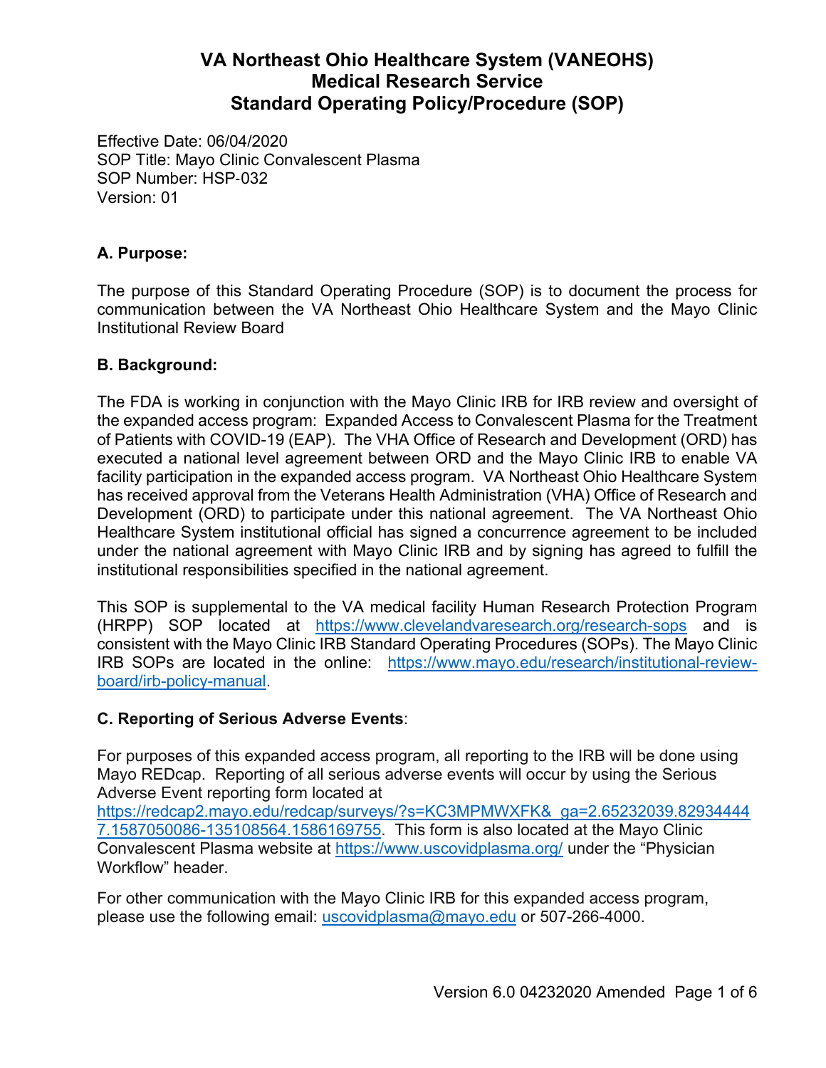# VA Northeast Ohio Healthcare System (VANEOHS)
# Medical Research Service
# Standard Operating Policy/Procedure (SOP)

Effective Date: 06/04/2020
SOP Title: Mayo Clinic Convalescent Plasma
SOP Number: HSP-032
Version: 01

## A. Purpose:

The purpose of this Standard Operating Procedure (SOP) is to document the process for communication between the VA Northeast Ohio Healthcare System and the Mayo Clinic Institutional Review Board

## B. Background:

The FDA is working in conjunction with the Mayo Clinic IRB for IRB review and oversight of the expanded access program: Expanded Access to Convalescent Plasma for the Treatment of Patients with COVID-19 (EAP). The VHA Office of Research and Development (ORD) has executed a national level agreement between ORD and the Mayo Clinic IRB to enable VA facility participation in the expanded access program. VA Northeast Ohio Healthcare System has received approval from the Veterans Health Administration (VHA) Office of Research and Development (ORD) to participate under this national agreement. The VA Northeast Ohio Healthcare System institutional official has signed a concurrence agreement to be included under the national agreement with Mayo Clinic IRB and by signing has agreed to fulfill the institutional responsibilities specified in the national agreement.

This SOP is supplemental to the VA medical facility Human Research Protection Program (HRPP) SOP located at https://www.clevelandvaresearch.org/research-sops and is consistent with the Mayo Clinic IRB Standard Operating Procedures (SOPs). The Mayo Clinic IRB SOPs are located in the online: https://www.mayo.edu/research/institutional-review-board/irb-policy-manual.

## C. Reporting of Serious Adverse Events:

For purposes of this expanded access program, all reporting to the IRB will be done using Mayo REDcap. Reporting of all serious adverse events will occur by using the Serious Adverse Event reporting form located at https://redcap2.mayo.edu/redcap/surveys/?s=KC3MPMWXFK&_ga=2.65232039.829344447.1587050086-135108564.1586169755. This form is also located at the Mayo Clinic Convalescent Plasma website at https://www.uscovidplasma.org/ under the "Physician Workflow" header.

For other communication with the Mayo Clinic IRB for this expanded access program, please use the following email: uscovidplasma@mayo.edu or 507-266-4000.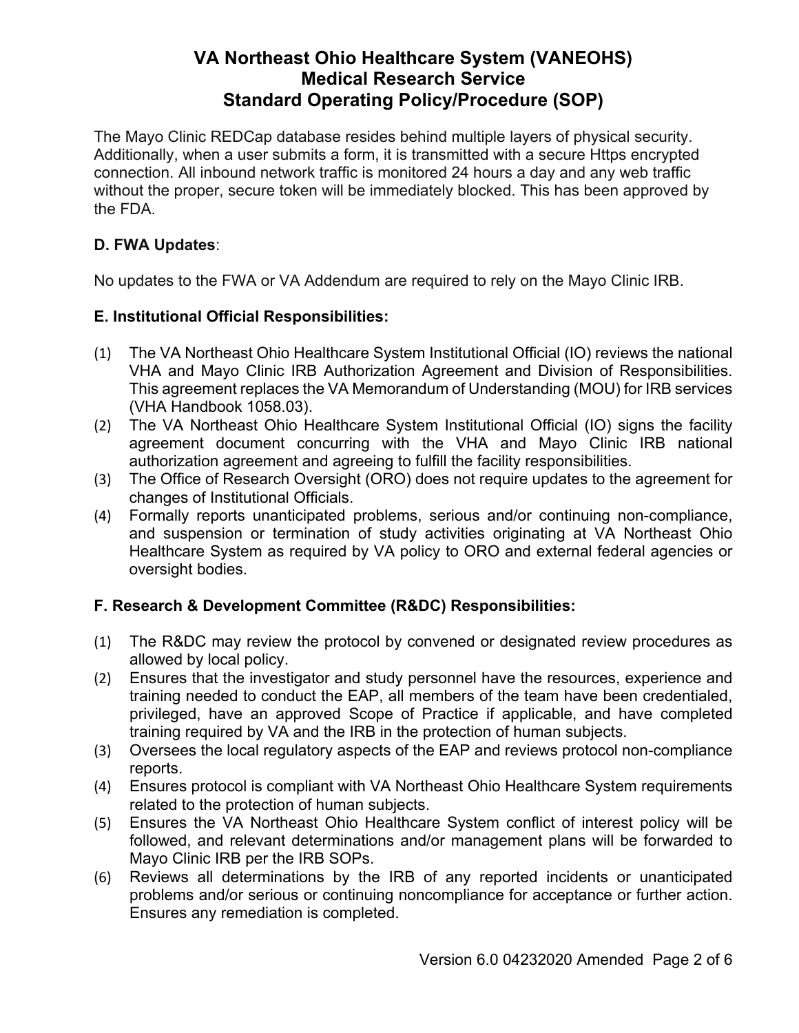The Mayo Clinic REDCap database resides behind multiple layers of physical security. Additionally, when a user submits a form, it is transmitted with a secure Https encrypted connection. All inbound network traffic is monitored 24 hours a day and any web traffic without the proper, secure token will be immediately blocked. This has been approved by the FDA.

**D. FWA Updates**:

No updates to the FWA or VA Addendum are required to rely on the Mayo Clinic IRB.

**E. Institutional Official Responsibilities:**

(1) The VA Northeast Ohio Healthcare System Institutional Official (IO) reviews the national VHA and Mayo Clinic IRB Authorization Agreement and Division of Responsibilities. This agreement replaces the VA Memorandum of Understanding (MOU) for IRB services (VHA Handbook 1058.03).

(2) The VA Northeast Ohio Healthcare System Institutional Official (IO) signs the facility agreement document concurring with the VHA and Mayo Clinic IRB national authorization agreement and agreeing to fulfill the facility responsibilities.

(3) The Office of Research Oversight (ORO) does not require updates to the agreement for changes of Institutional Officials.

(4) Formally reports unanticipated problems, serious and/or continuing non-compliance, and suspension or termination of study activities originating at VA Northeast Ohio Healthcare System as required by VA policy to ORO and external federal agencies or oversight bodies.

**F. Research & Development Committee (R&DC) Responsibilities:**

(1) The R&DC may review the protocol by convened or designated review procedures as allowed by local policy.

(2) Ensures that the investigator and study personnel have the resources, experience and training needed to conduct the EAP, all members of the team have been credentialed, privileged, have an approved Scope of Practice if applicable, and have completed training required by VA and the IRB in the protection of human subjects.

(3) Oversees the local regulatory aspects of the EAP and reviews protocol non-compliance reports.

(4) Ensures protocol is compliant with VA Northeast Ohio Healthcare System requirements related to the protection of human subjects.

(5) Ensures the VA Northeast Ohio Healthcare System conflict of interest policy will be followed, and relevant determinations and/or management plans will be forwarded to Mayo Clinic IRB per the IRB SOPs.

(6) Reviews all determinations by the IRB of any reported incidents or unanticipated problems and/or serious or continuing noncompliance for acceptance or further action. Ensures any remediation is completed.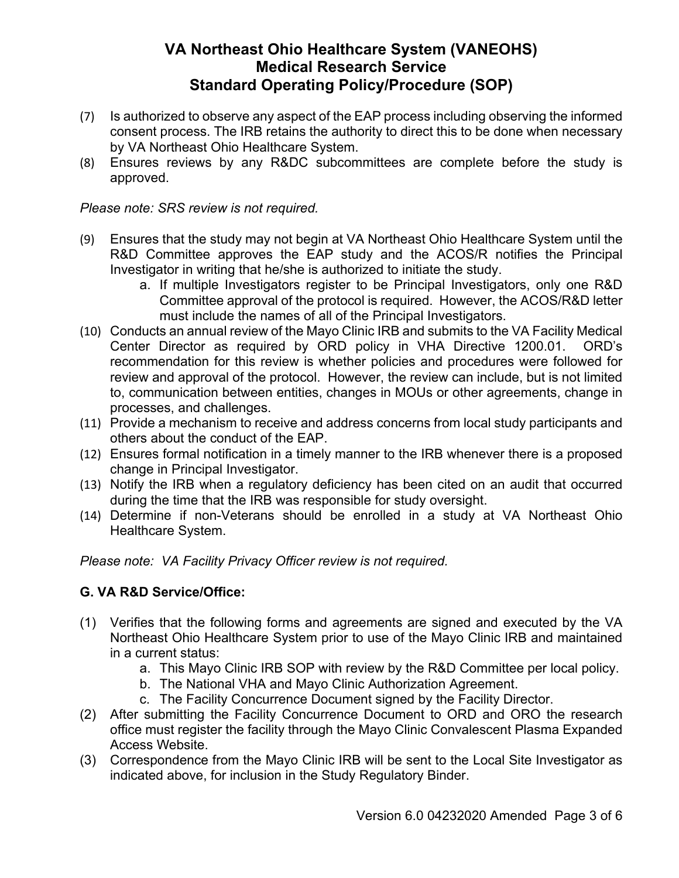(7) Is authorized to observe any aspect of the EAP process including observing the informed consent process. The IRB retains the authority to direct this to be done when necessary by VA Northeast Ohio Healthcare System.

(8) Ensures reviews by any R&DC subcommittees are complete before the study is approved.

*Please note: SRS review is not required.*

(9) Ensures that the study may not begin at VA Northeast Ohio Healthcare System until the R&D Committee approves the EAP study and the ACOS/R notifies the Principal Investigator in writing that he/she is authorized to initiate the study.
   a. If multiple Investigators register to be Principal Investigators, only one R&D Committee approval of the protocol is required. However, the ACOS/R&D letter must include the names of all of the Principal Investigators.

(10) Conducts an annual review of the Mayo Clinic IRB and submits to the VA Facility Medical Center Director as required by ORD policy in VHA Directive 1200.01. ORD's recommendation for this review is whether policies and procedures were followed for review and approval of the protocol. However, the review can include, but is not limited to, communication between entities, changes in MOUs or other agreements, change in processes, and challenges.

(11) Provide a mechanism to receive and address concerns from local study participants and others about the conduct of the EAP.

(12) Ensures formal notification in a timely manner to the IRB whenever there is a proposed change in Principal Investigator.

(13) Notify the IRB when a regulatory deficiency has been cited on an audit that occurred during the time that the IRB was responsible for study oversight.

(14) Determine if non-Veterans should be enrolled in a study at VA Northeast Ohio Healthcare System.

*Please note: VA Facility Privacy Officer review is not required.*

**G. VA R&D Service/Office:**

(1) Verifies that the following forms and agreements are signed and executed by the VA Northeast Ohio Healthcare System prior to use of the Mayo Clinic IRB and maintained in a current status:
   a. This Mayo Clinic IRB SOP with review by the R&D Committee per local policy.
   b. The National VHA and Mayo Clinic Authorization Agreement.
   c. The Facility Concurrence Document signed by the Facility Director.

(2) After submitting the Facility Concurrence Document to ORD and ORO the research office must register the facility through the Mayo Clinic Convalescent Plasma Expanded Access Website.

(3) Correspondence from the Mayo Clinic IRB will be sent to the Local Site Investigator as indicated above, for inclusion in the Study Regulatory Binder.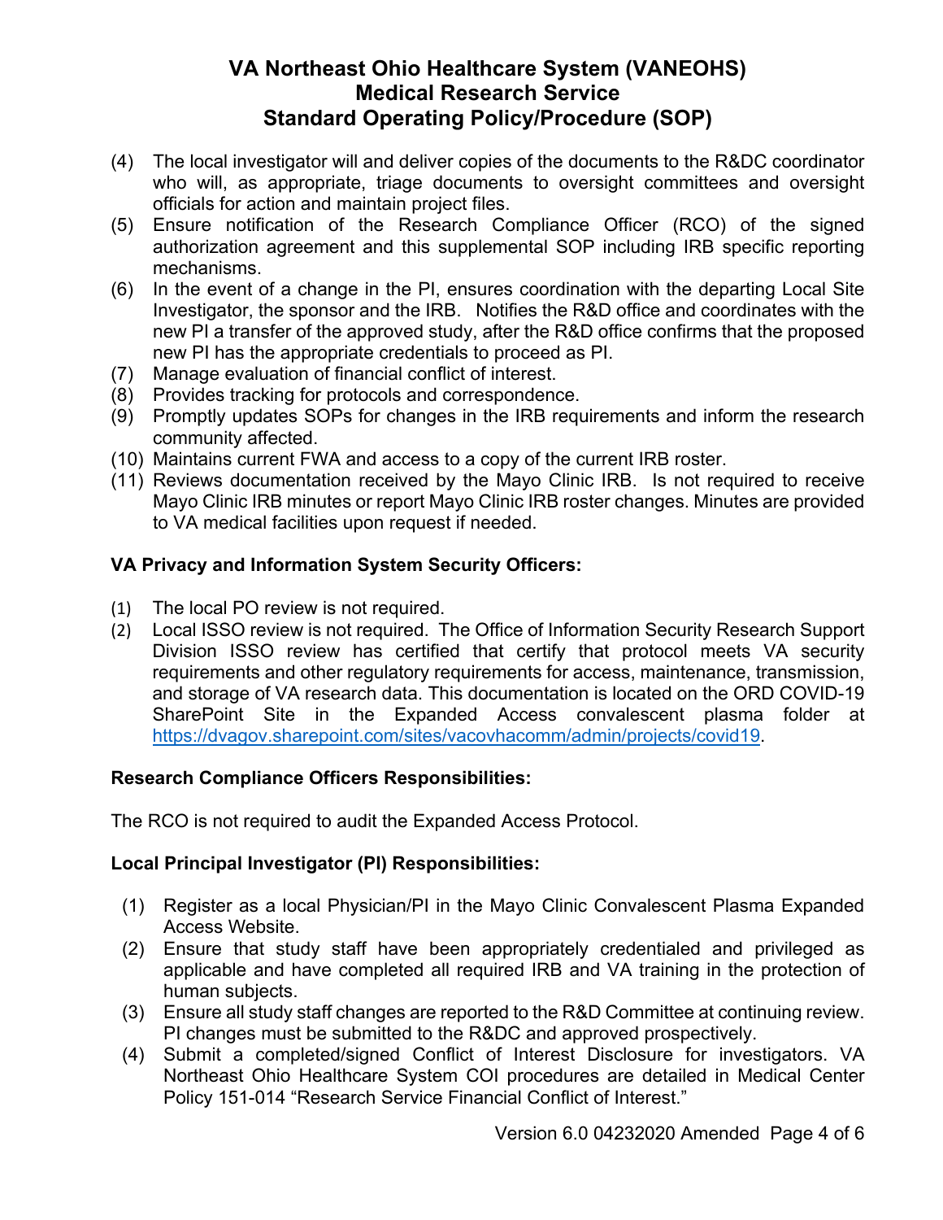(4) The local investigator will and deliver copies of the documents to the R&DC coordinator who will, as appropriate, triage documents to oversight committees and oversight officials for action and maintain project files.
(5) Ensure notification of the Research Compliance Officer (RCO) of the signed authorization agreement and this supplemental SOP including IRB specific reporting mechanisms.
(6) In the event of a change in the PI, ensures coordination with the departing Local Site Investigator, the sponsor and the IRB. Notifies the R&D office and coordinates with the new PI a transfer of the approved study, after the R&D office confirms that the proposed new PI has the appropriate credentials to proceed as PI.
(7) Manage evaluation of financial conflict of interest.
(8) Provides tracking for protocols and correspondence.
(9) Promptly updates SOPs for changes in the IRB requirements and inform the research community affected.
(10) Maintains current FWA and access to a copy of the current IRB roster.
(11) Reviews documentation received by the Mayo Clinic IRB. Is not required to receive Mayo Clinic IRB minutes or report Mayo Clinic IRB roster changes. Minutes are provided to VA medical facilities upon request if needed.

**VA Privacy and Information System Security Officers:**

(1) The local PO review is not required.
(2) Local ISSO review is not required. The Office of Information Security Research Support Division ISSO review has certified that certify that protocol meets VA security requirements and other regulatory requirements for access, maintenance, transmission, and storage of VA research data. This documentation is located on the ORD COVID-19 SharePoint Site in the Expanded Access convalescent plasma folder at https://dvagov.sharepoint.com/sites/vacovhacomm/admin/projects/covid19.

**Research Compliance Officers Responsibilities:**

The RCO is not required to audit the Expanded Access Protocol.

**Local Principal Investigator (PI) Responsibilities:**

(1) Register as a local Physician/PI in the Mayo Clinic Convalescent Plasma Expanded Access Website.
(2) Ensure that study staff have been appropriately credentialed and privileged as applicable and have completed all required IRB and VA training in the protection of human subjects.
(3) Ensure all study staff changes are reported to the R&D Committee at continuing review. PI changes must be submitted to the R&DC and approved prospectively.
(4) Submit a completed/signed Conflict of Interest Disclosure for investigators. VA Northeast Ohio Healthcare System COI procedures are detailed in Medical Center Policy 151-014 "Research Service Financial Conflict of Interest."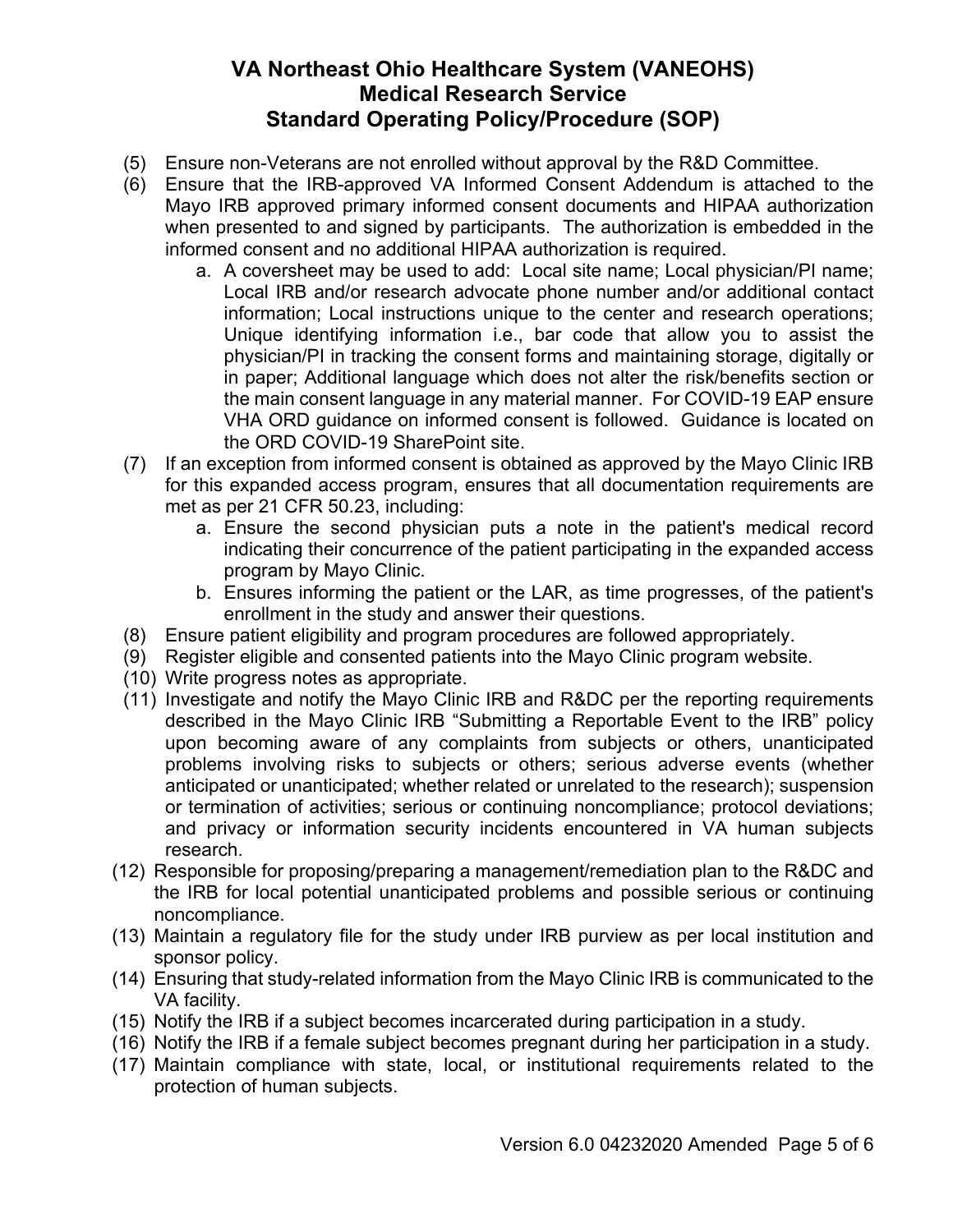(5) Ensure non-Veterans are not enrolled without approval by the R&D Committee.

(6) Ensure that the IRB-approved VA Informed Consent Addendum is attached to the Mayo IRB approved primary informed consent documents and HIPAA authorization when presented to and signed by participants. The authorization is embedded in the informed consent and no additional HIPAA authorization is required.

   a. A coversheet may be used to add: Local site name; Local physician/PI name; Local IRB and/or research advocate phone number and/or additional contact information; Local instructions unique to the center and research operations; Unique identifying information i.e., bar code that allow you to assist the physician/PI in tracking the consent forms and maintaining storage, digitally or in paper; Additional language which does not alter the risk/benefits section or the main consent language in any material manner. For COVID-19 EAP ensure VHA ORD guidance on informed consent is followed. Guidance is located on the ORD COVID-19 SharePoint site.

(7) If an exception from informed consent is obtained as approved by the Mayo Clinic IRB for this expanded access program, ensures that all documentation requirements are met as per 21 CFR 50.23, including:

   a. Ensure the second physician puts a note in the patient's medical record indicating their concurrence of the patient participating in the expanded access program by Mayo Clinic.

   b. Ensures informing the patient or the LAR, as time progresses, of the patient's enrollment in the study and answer their questions.

(8) Ensure patient eligibility and program procedures are followed appropriately.

(9) Register eligible and consented patients into the Mayo Clinic program website.

(10) Write progress notes as appropriate.

(11) Investigate and notify the Mayo Clinic IRB and R&DC per the reporting requirements described in the Mayo Clinic IRB "Submitting a Reportable Event to the IRB" policy upon becoming aware of any complaints from subjects or others, unanticipated problems involving risks to subjects or others; serious adverse events (whether anticipated or unanticipated; whether related or unrelated to the research); suspension or termination of activities; serious or continuing noncompliance; protocol deviations; and privacy or information security incidents encountered in VA human subjects research.

(12) Responsible for proposing/preparing a management/remediation plan to the R&DC and the IRB for local potential unanticipated problems and possible serious or continuing noncompliance.

(13) Maintain a regulatory file for the study under IRB purview as per local institution and sponsor policy.

(14) Ensuring that study-related information from the Mayo Clinic IRB is communicated to the VA facility.

(15) Notify the IRB if a subject becomes incarcerated during participation in a study.

(16) Notify the IRB if a female subject becomes pregnant during her participation in a study.

(17) Maintain compliance with state, local, or institutional requirements related to the protection of human subjects.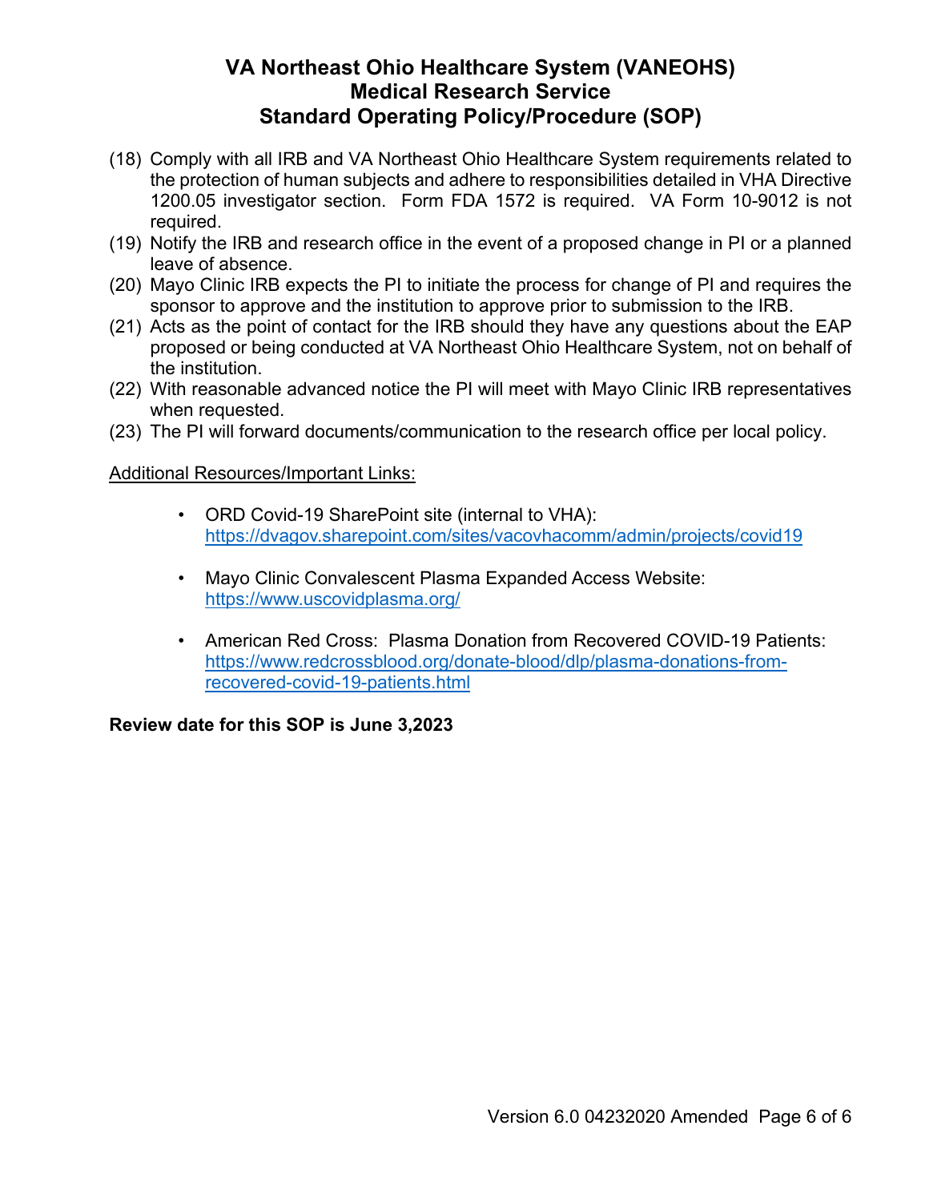(18) Comply with all IRB and VA Northeast Ohio Healthcare System requirements related to the protection of human subjects and adhere to responsibilities detailed in VHA Directive 1200.05 investigator section. Form FDA 1572 is required. VA Form 10-9012 is not required.

(19) Notify the IRB and research office in the event of a proposed change in PI or a planned leave of absence.

(20) Mayo Clinic IRB expects the PI to initiate the process for change of PI and requires the sponsor to approve and the institution to approve prior to submission to the IRB.

(21) Acts as the point of contact for the IRB should they have any questions about the EAP proposed or being conducted at VA Northeast Ohio Healthcare System, not on behalf of the institution.

(22) With reasonable advanced notice the PI will meet with Mayo Clinic IRB representatives when requested.

(23) The PI will forward documents/communication to the research office per local policy.

<u>Additional Resources/Important Links:</u>

- ORD Covid-19 SharePoint site (internal to VHA): https://dvagov.sharepoint.com/sites/vacovhacomm/admin/projects/covid19
- Mayo Clinic Convalescent Plasma Expanded Access Website: https://www.uscovidplasma.org/
- American Red Cross: Plasma Donation from Recovered COVID-19 Patients: https://www.redcrossblood.org/donate-blood/dlp/plasma-donations-from-recovered-covid-19-patients.html

**Review date for this SOP is June 3,2023**